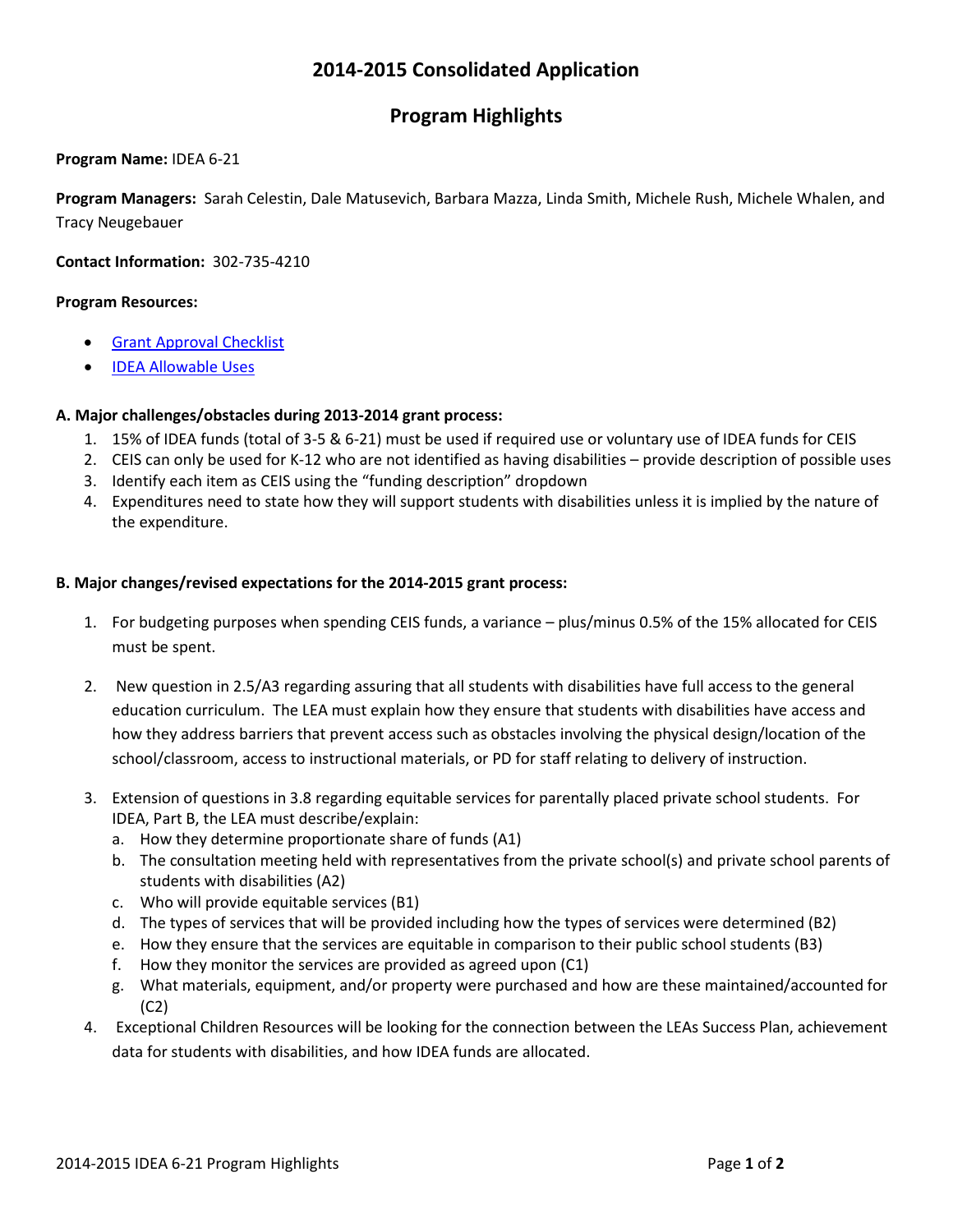# 2014-2015 Consolidated Application

## Program Highlights

**Program Name:** IDEA 6-21

**Program Managers:** Sarah Celestin, Dale Matusevich, Barbara Mazza, Linda Smith, Michele Rush, Michele Whalen, and Tracy Neugebauer

**Contact Information:** 302-735-4210

**Program Resources:**

- [Grant Approval Checklist]
- [IDEA Allowable Uses]

**A. Major challenges/obstacles during 2013-2014 grant process:**

1. 15% of IDEA funds (total of 3-5 & 6-21) must be used if required use or voluntary use of IDEA funds for CEIS
2. CEIS can only be used for K-12 who are not identified as having disabilities – provide description of possible uses
3. Identify each item as CEIS using the "funding description" dropdown
4. Expenditures need to state how they will support students with disabilities unless it is implied by the nature of the expenditure.

**B. Major changes/revised expectations for the 2014-2015 grant process:**

1. For budgeting purposes when spending CEIS funds, a variance – plus/minus 0.5% of the 15% allocated for CEIS must be spent.
2. New question in 2.5/A3 regarding assuring that all students with disabilities have full access to the general education curriculum. The LEA must explain how they ensure that students with disabilities have access and how they address barriers that prevent access such as obstacles involving the physical design/location of the school/classroom, access to instructional materials, or PD for staff relating to delivery of instruction.
3. Extension of questions in 3.8 regarding equitable services for parentally placed private school students. For IDEA, Part B, the LEA must describe/explain:
   a. How they determine proportionate share of funds (A1)
   b. The consultation meeting held with representatives from the private school(s) and private school parents of students with disabilities (A2)
   c. Who will provide equitable services (B1)
   d. The types of services that will be provided including how the types of services were determined (B2)
   e. How they ensure that the services are equitable in comparison to their public school students (B3)
   f. How they monitor the services are provided as agreed upon (C1)
   g. What materials, equipment, and/or property were purchased and how are these maintained/accounted for (C2)
4. Exceptional Children Resources will be looking for the connection between the LEAs Success Plan, achievement data for students with disabilities, and how IDEA funds are allocated.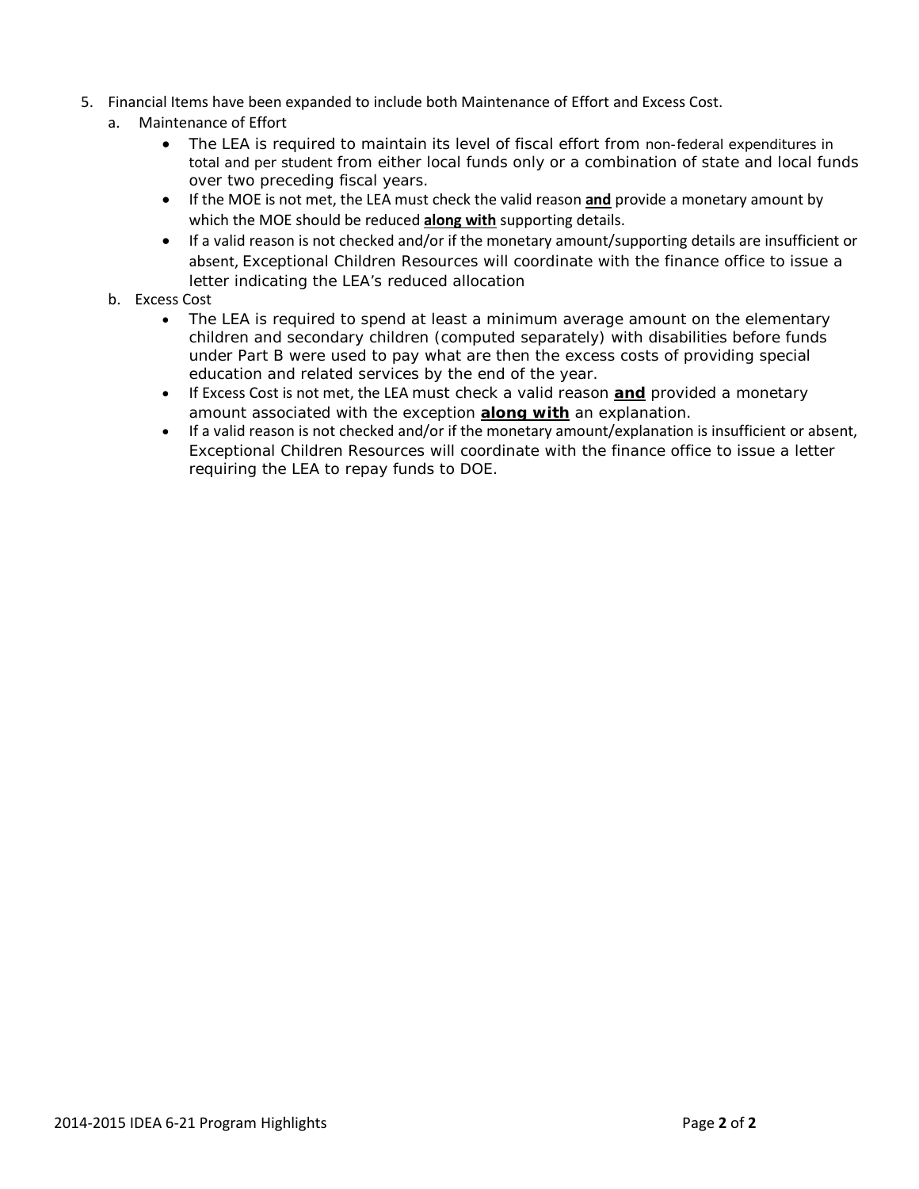5. Financial Items have been expanded to include both Maintenance of Effort and Excess Cost.
   a. Maintenance of Effort
      - The LEA is required to maintain its level of fiscal effort from non-federal expenditures in total and per student from either local funds only or a combination of state and local funds over two preceding fiscal years.
      - If the MOE is not met, the LEA must check the valid reason **and** provide a monetary amount by which the MOE should be reduced **along with** supporting details.
      - If a valid reason is not checked and/or if the monetary amount/supporting details are insufficient or absent, Exceptional Children Resources will coordinate with the finance office to issue a letter indicating the LEA's reduced allocation
   b. Excess Cost
      - The LEA is required to spend at least a minimum average amount on the elementary children and secondary children (computed separately) with disabilities before funds under Part B were used to pay what are then the excess costs of providing special education and related services by the end of the year.
      - If Excess Cost is not met, the LEA must check a valid reason **and** provided a monetary amount associated with the exception **along with** an explanation.
      - If a valid reason is not checked and/or if the monetary amount/explanation is insufficient or absent, Exceptional Children Resources will coordinate with the finance office to issue a letter requiring the LEA to repay funds to DOE.